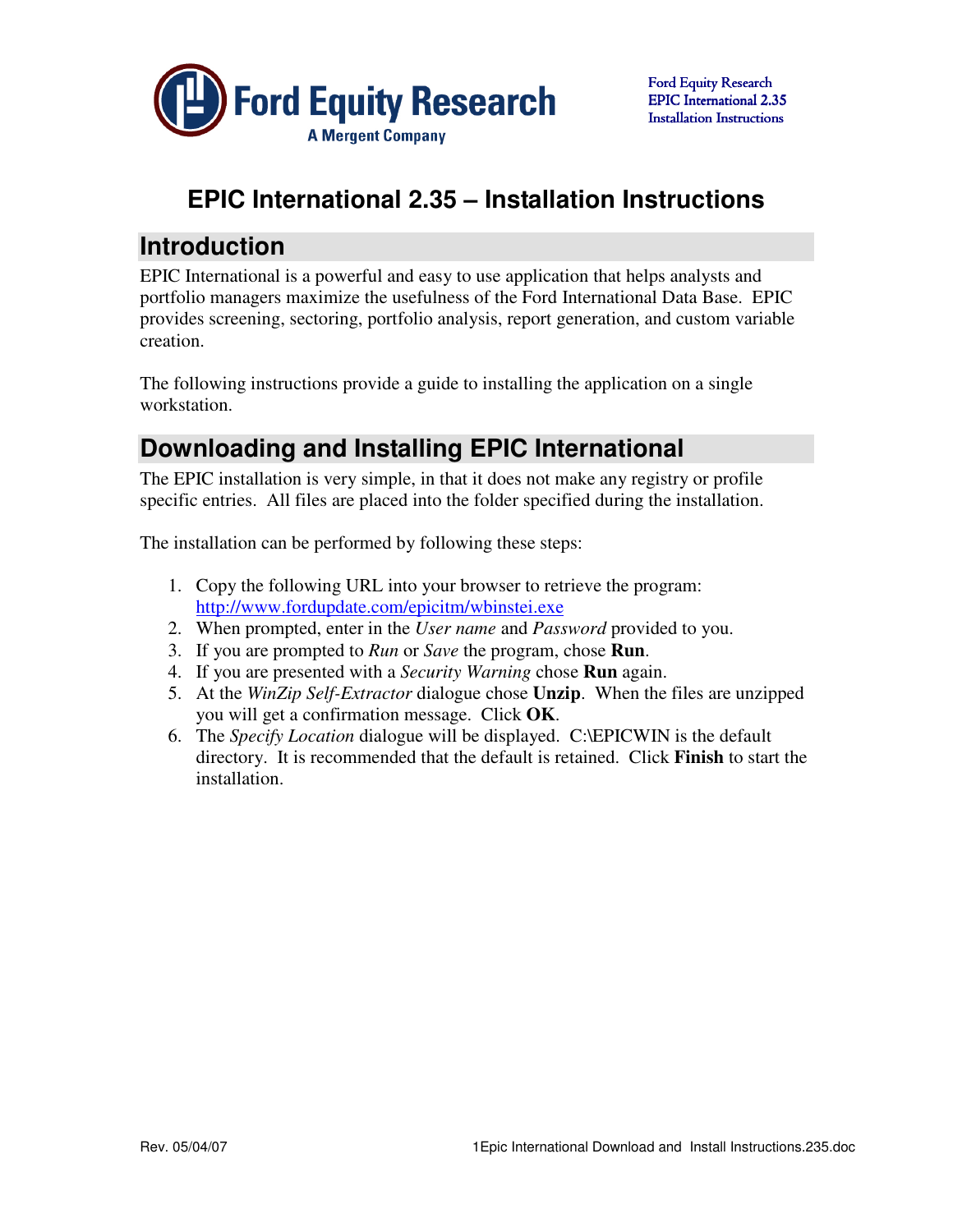# EPIC International 2.35 – Installation Instructions

## Introduction

EPIC International is a powerful and easy to use application that helps analysts and portfolio managers maximize the usefulness of the Ford International Data Base. EPIC provides screening, sectoring, portfolio analysis, report generation, and custom variable creation.

The following instructions provide a guide to installing the application on a single workstation.

## Downloading and Installing EPIC International

The EPIC installation is very simple, in that it does not make any registry or profile specific entries. All files are placed into the folder specified during the installation.

The installation can be performed by following these steps:

1. Copy the following URL into your browser to retrieve the program: http://www.fordupdate.com/epicitm/wbinstei.exe
2. When prompted, enter in the *User name* and *Password* provided to you.
3. If you are prompted to *Run* or *Save* the program, chose **Run**.
4. If you are presented with a *Security Warning* chose **Run** again.
5. At the *WinZip Self-Extractor* dialogue chose **Unzip**. When the files are unzipped you will get a confirmation message. Click **OK**.
6. The *Specify Location* dialogue will be displayed. C:\EPICWIN is the default directory. It is recommended that the default is retained. Click **Finish** to start the installation.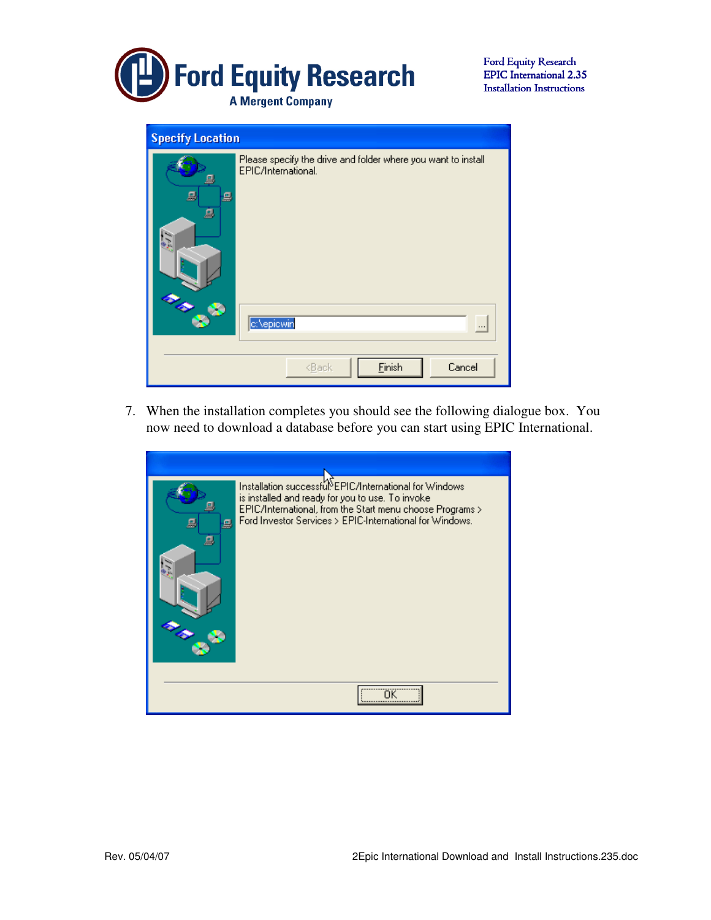7. When the installation completes you should see the following dialogue box. You now need to download a database before you can start using EPIC International.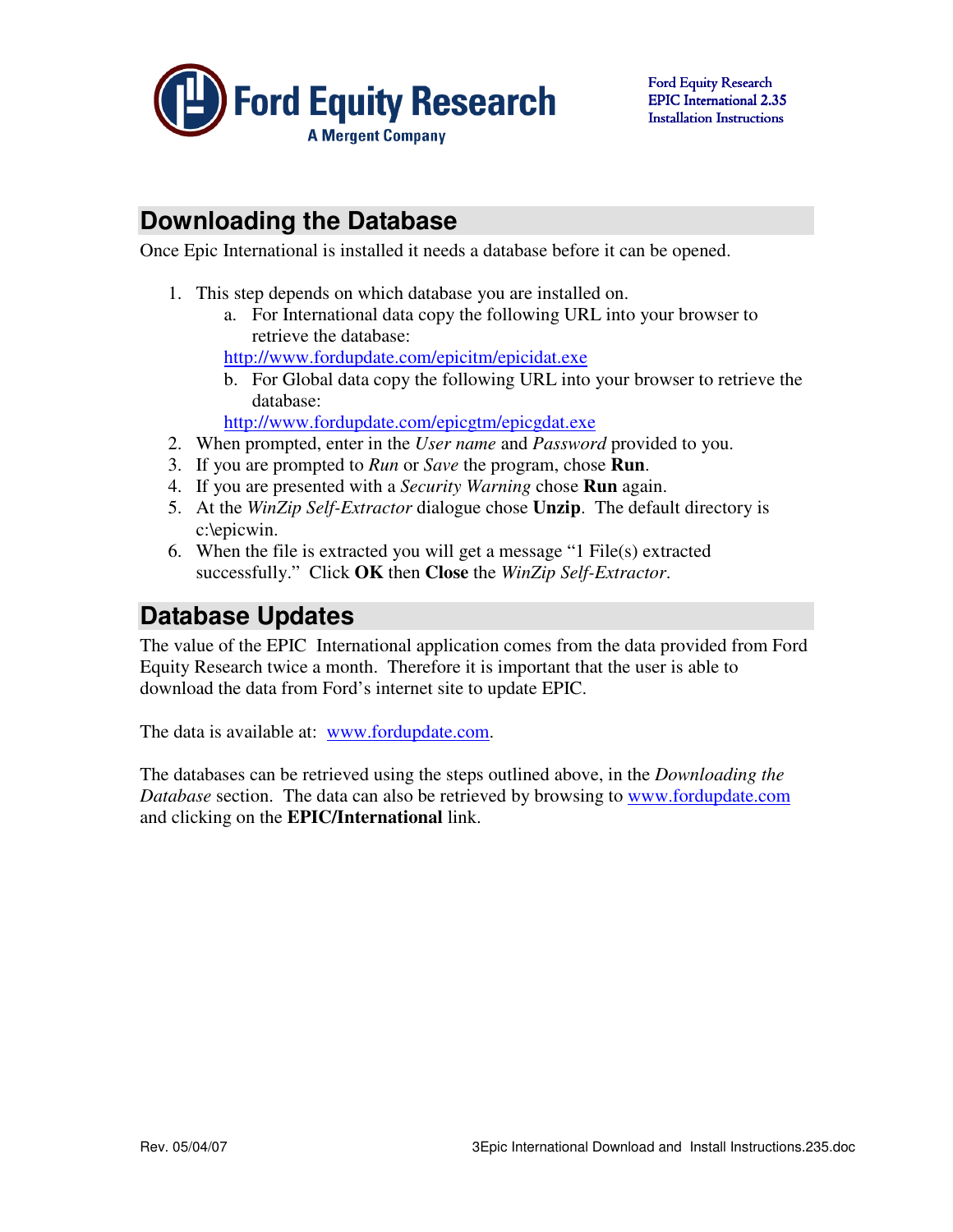## Downloading the Database

Once Epic International is installed it needs a database before it can be opened.

1. This step depends on which database you are installed on.
   a. For International data copy the following URL into your browser to retrieve the database:
   http://www.fordupdate.com/epicitm/epicidat.exe
   b. For Global data copy the following URL into your browser to retrieve the database:
   http://www.fordupdate.com/epicgtm/epicgdat.exe
2. When prompted, enter in the *User name* and *Password* provided to you.
3. If you are prompted to *Run* or *Save* the program, chose **Run**.
4. If you are presented with a *Security Warning* chose **Run** again.
5. At the *WinZip Self-Extractor* dialogue chose **Unzip**. The default directory is c:\epicwin.
6. When the file is extracted you will get a message "1 File(s) extracted successfully." Click **OK** then **Close** the *WinZip Self-Extractor*.

## Database Updates

The value of the EPIC International application comes from the data provided from Ford Equity Research twice a month. Therefore it is important that the user is able to download the data from Ford's internet site to update EPIC.

The data is available at: www.fordupdate.com.

The databases can be retrieved using the steps outlined above, in the *Downloading the Database* section. The data can also be retrieved by browsing to www.fordupdate.com and clicking on the **EPIC/International** link.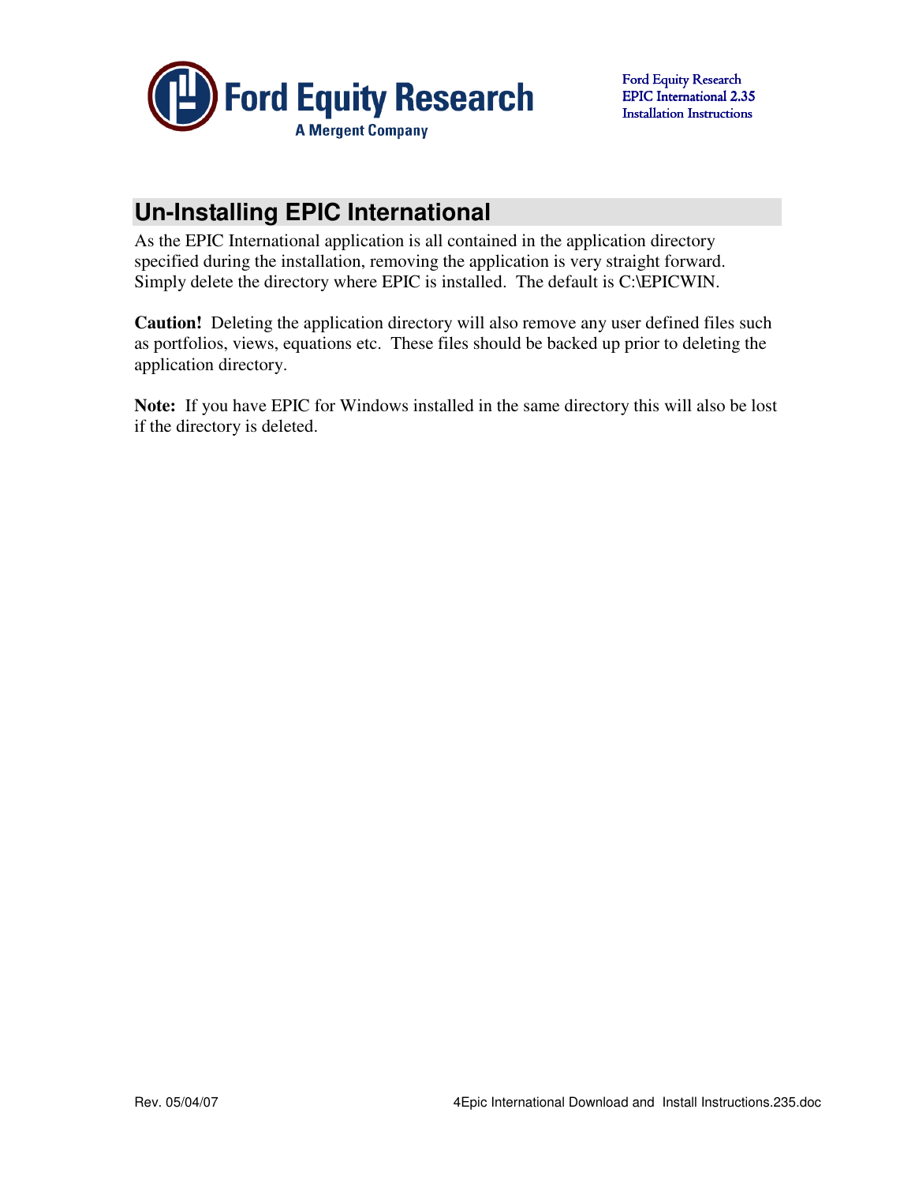## Un-Installing EPIC International

As the EPIC International application is all contained in the application directory specified during the installation, removing the application is very straight forward. Simply delete the directory where EPIC is installed. The default is C:\EPICWIN.

**Caution!** Deleting the application directory will also remove any user defined files such as portfolios, views, equations etc. These files should be backed up prior to deleting the application directory.

**Note:** If you have EPIC for Windows installed in the same directory this will also be lost if the directory is deleted.